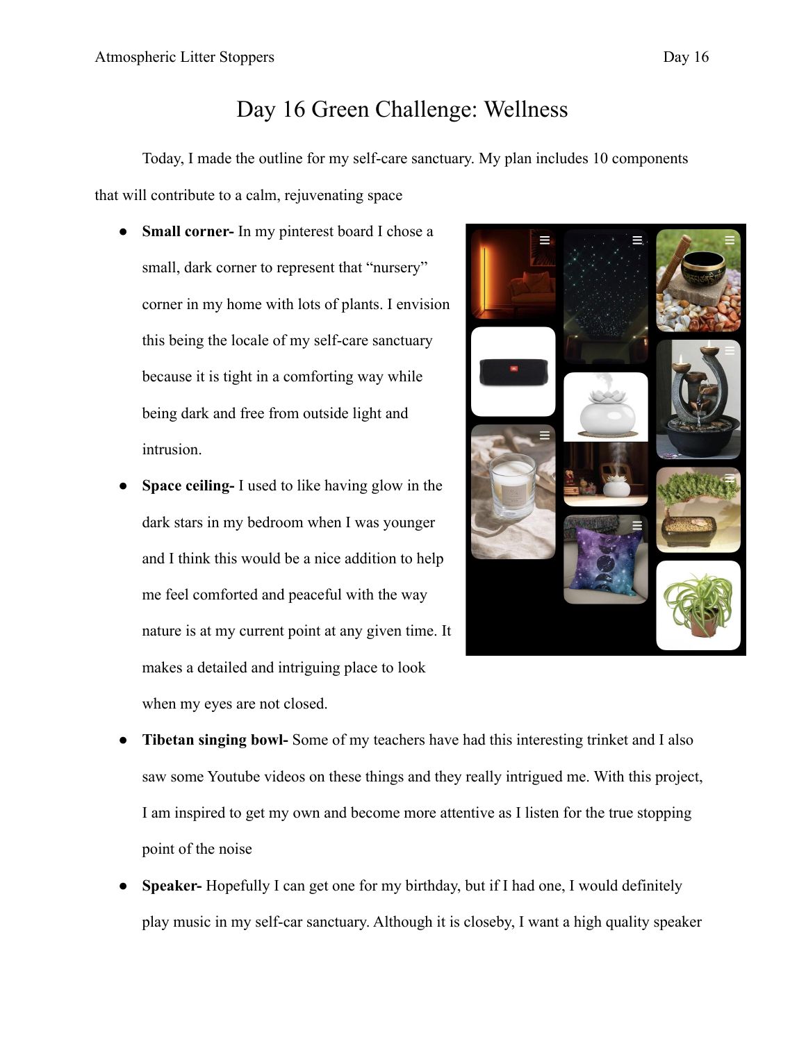# Day 16 Green Challenge: Wellness

Today, I made the outline for my self-care sanctuary. My plan includes 10 components that will contribute to a calm, rejuvenating space

- **Small corner-** In my pinterest board I chose a small, dark corner to represent that "nursery" corner in my home with lots of plants. I envision this being the locale of my self-care sanctuary because it is tight in a comforting way while being dark and free from outside light and intrusion.
- **Space ceiling-** I used to like having glow in the dark stars in my bedroom when I was younger and I think this would be a nice addition to help me feel comforted and peaceful with the way nature is at my current point at any given time. It makes a detailed and intriguing place to look when my eyes are not closed.
- **Tibetan singing bowl-** Some of my teachers have had this interesting trinket and I also saw some Youtube videos on these things and they really intrigued me. With this project, I am inspired to get my own and become more attentive as I listen for the true stopping point of the noise
- **Speaker-** Hopefully I can get one for my birthday, but if I had one, I would definitely play music in my self-car sanctuary. Although it is closeby, I want a high quality speaker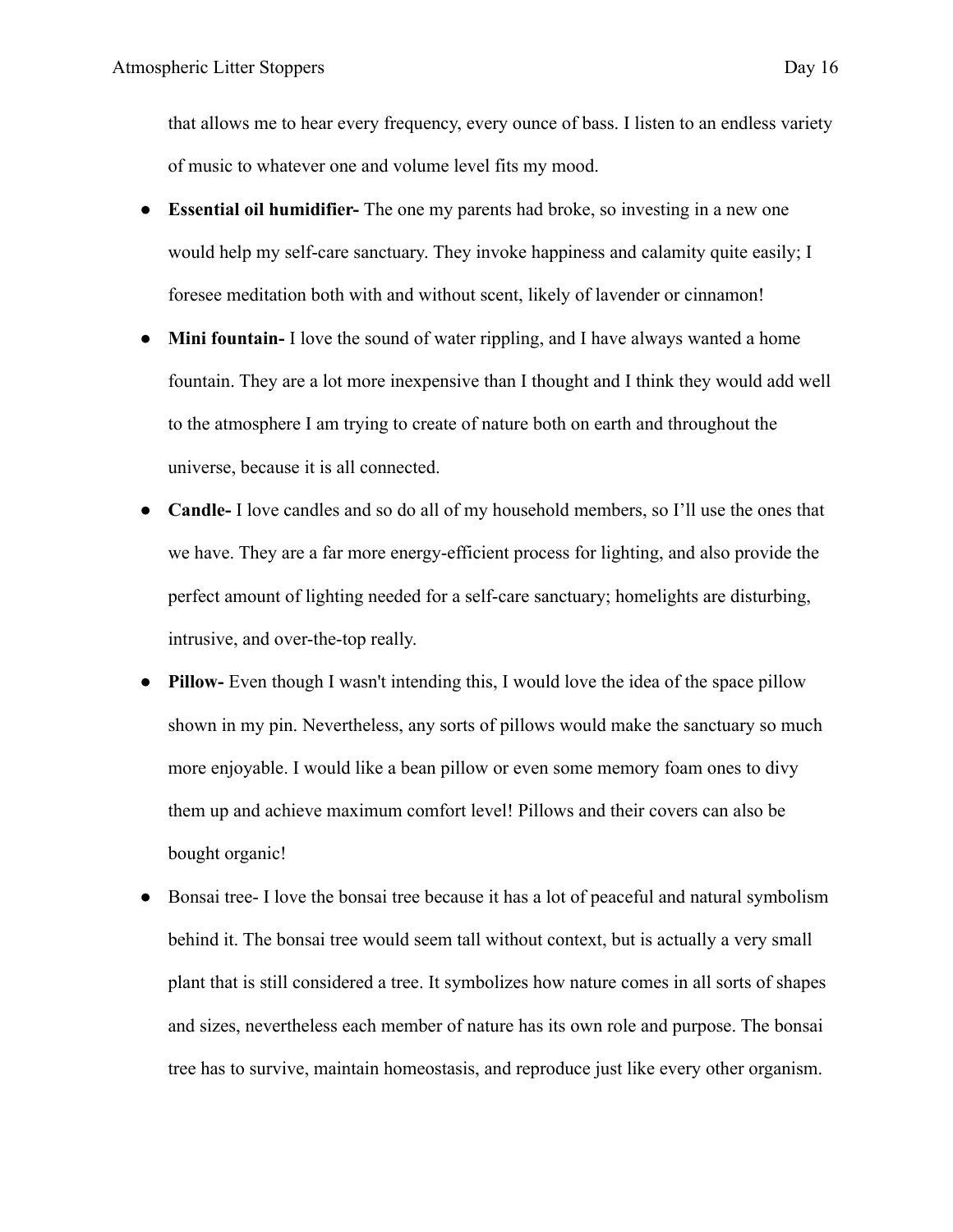that allows me to hear every frequency, every ounce of bass. I listen to an endless variety of music to whatever one and volume level fits my mood.

- **Essential oil humidifier-** The one my parents had broke, so investing in a new one would help my self-care sanctuary. They invoke happiness and calamity quite easily; I foresee meditation both with and without scent, likely of lavender or cinnamon!
- **Mini fountain-** I love the sound of water rippling, and I have always wanted a home fountain. They are a lot more inexpensive than I thought and I think they would add well to the atmosphere I am trying to create of nature both on earth and throughout the universe, because it is all connected.
- **Candle-** I love candles and so do all of my household members, so I'll use the ones that we have. They are a far more energy-efficient process for lighting, and also provide the perfect amount of lighting needed for a self-care sanctuary; homelights are disturbing, intrusive, and over-the-top really.
- **Pillow-** Even though I wasn't intending this, I would love the idea of the space pillow shown in my pin. Nevertheless, any sorts of pillows would make the sanctuary so much more enjoyable. I would like a bean pillow or even some memory foam ones to divy them up and achieve maximum comfort level! Pillows and their covers can also be bought organic!
- Bonsai tree- I love the bonsai tree because it has a lot of peaceful and natural symbolism behind it. The bonsai tree would seem tall without context, but is actually a very small plant that is still considered a tree. It symbolizes how nature comes in all sorts of shapes and sizes, nevertheless each member of nature has its own role and purpose. The bonsai tree has to survive, maintain homeostasis, and reproduce just like every other organism.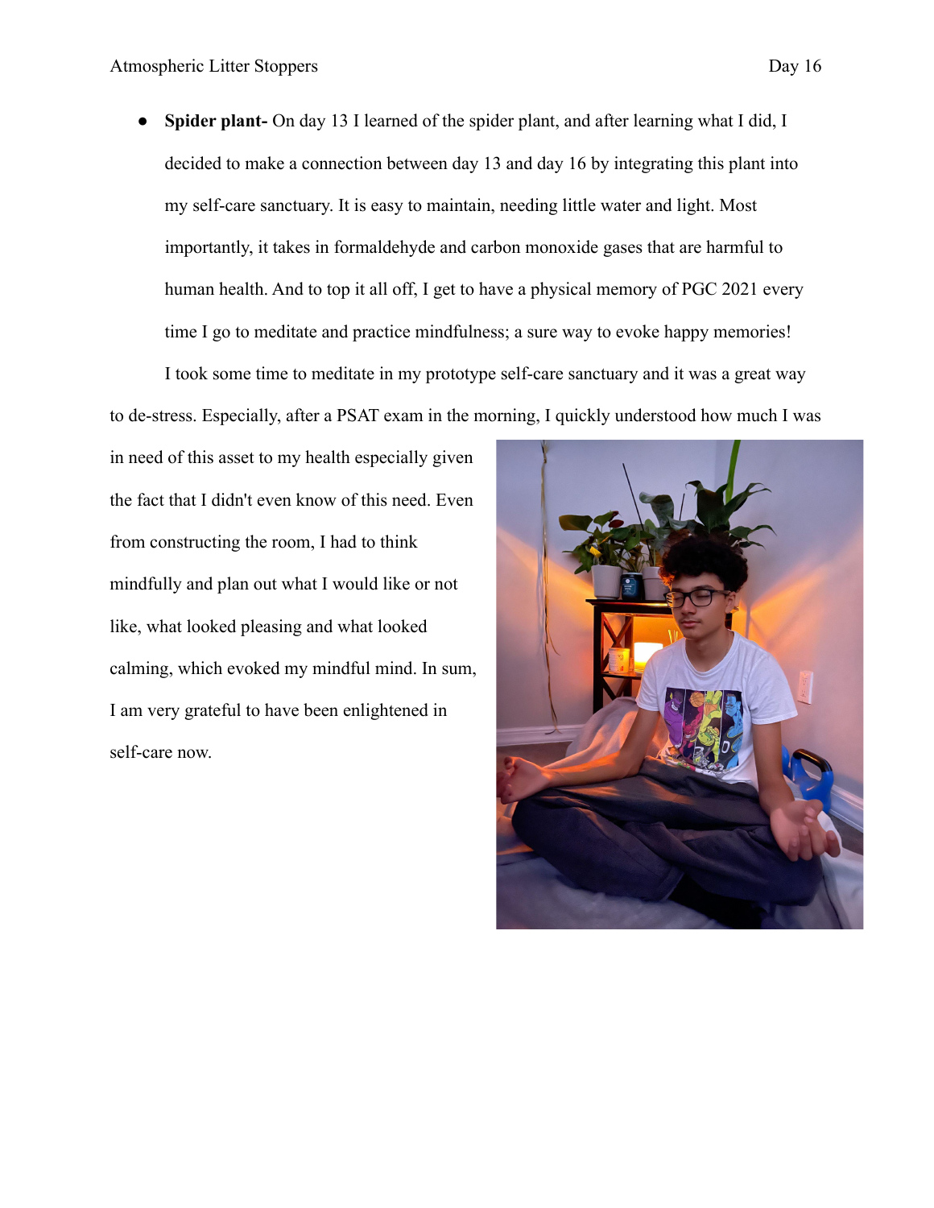- **Spider plant-** On day 13 I learned of the spider plant, and after learning what I did, I decided to make a connection between day 13 and day 16 by integrating this plant into my self-care sanctuary. It is easy to maintain, needing little water and light. Most importantly, it takes in formaldehyde and carbon monoxide gases that are harmful to human health. And to top it all off, I get to have a physical memory of PGC 2021 every time I go to meditate and practice mindfulness; a sure way to evoke happy memories!

I took some time to meditate in my prototype self-care sanctuary and it was a great way to de-stress. Especially, after a PSAT exam in the morning, I quickly understood how much I was in need of this asset to my health especially given the fact that I didn't even know of this need. Even from constructing the room, I had to think mindfully and plan out what I would like or not like, what looked pleasing and what looked calming, which evoked my mindful mind. In sum, I am very grateful to have been enlightened in self-care now.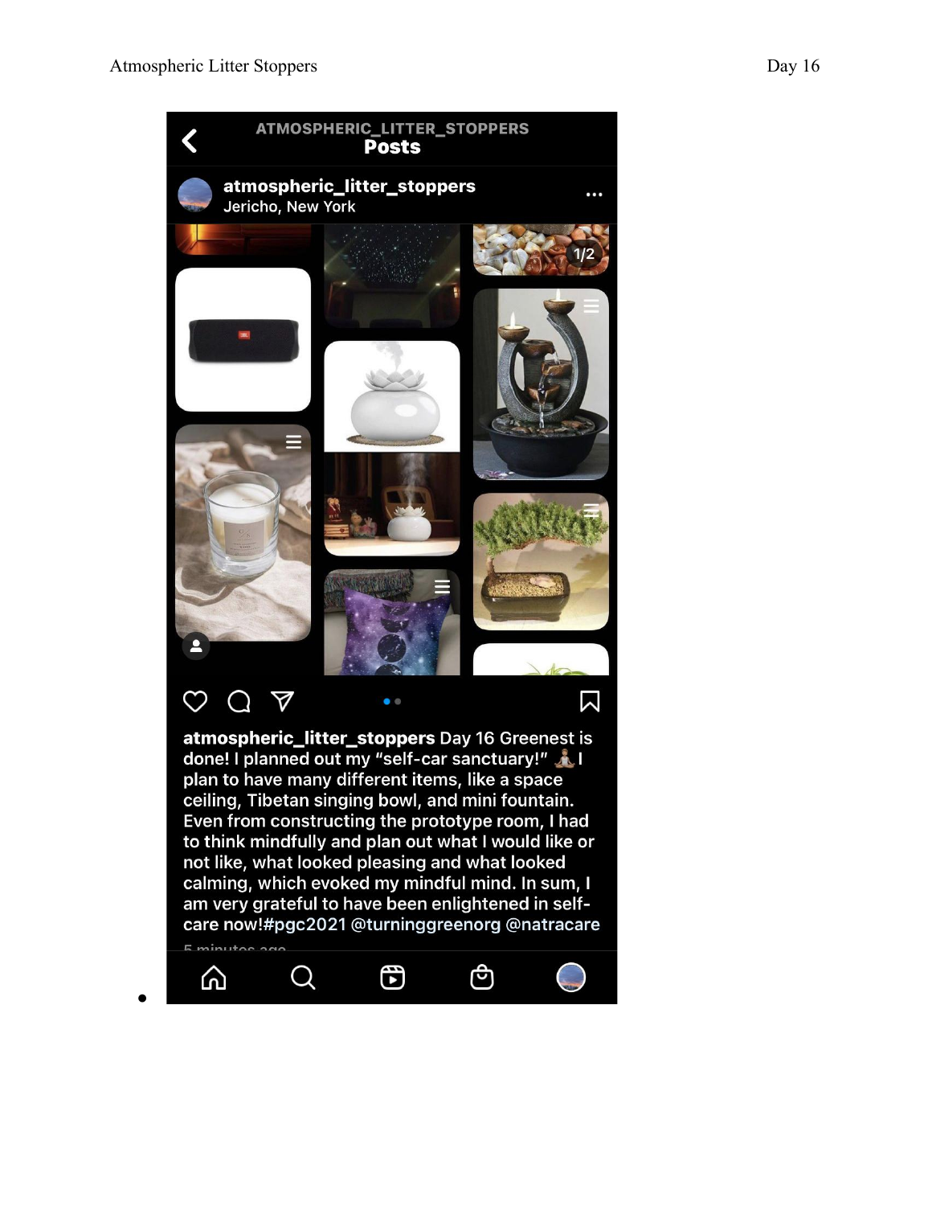- ATMOSPHERIC_LITTER_STOPPERS
  Posts

  atmospheric_litter_stoppers
  Jericho, New York

  1/2

  atmospheric_litter_stoppers Day 16 Greenest is done! I planned out my "self-car sanctuary!" 🧘🏽 I plan to have many different items, like a space ceiling, Tibetan singing bowl, and mini fountain. Even from constructing the prototype room, I had to think mindfully and plan out what I would like or not like, what looked pleasing and what looked calming, which evoked my mindful mind. In sum, I am very grateful to have been enlightened in self-care now!#pgc2021 @turninggreenorg @natracare

  5 minutes ago